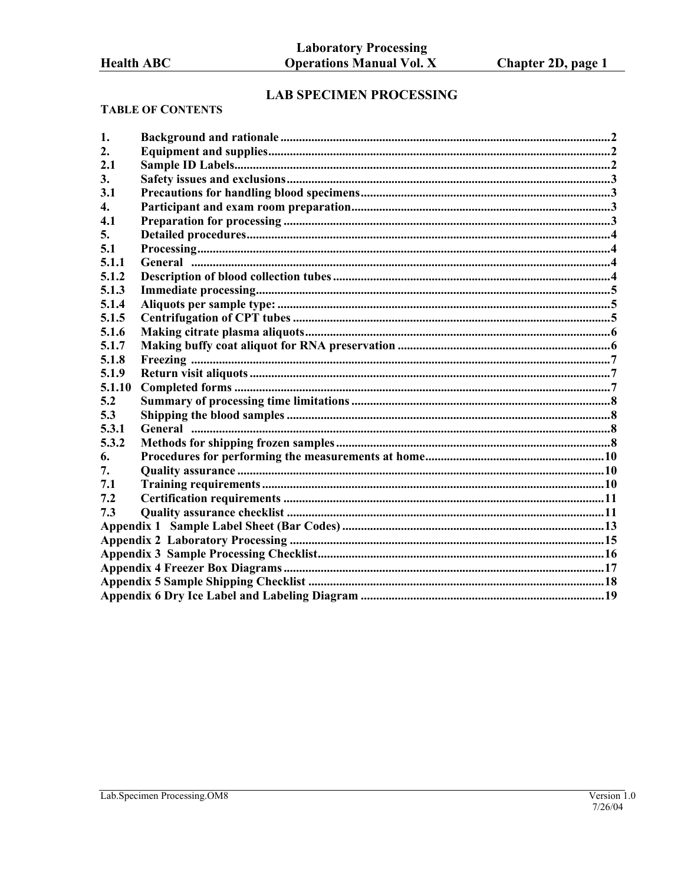# LAB SPECIMEN PROCESSING

**TABLE OF CONTENTS**

| | | |
|---|---|---|
| 1. | Background and rationale | 2 |
| 2. | Equipment and supplies | 2 |
| 2.1 | Sample ID Labels | 2 |
| 3. | Safety issues and exclusions | 3 |
| 3.1 | Precautions for handling blood specimens | 3 |
| 4. | Participant and exam room preparation | 3 |
| 4.1 | Preparation for processing | 3 |
| 5. | Detailed procedures | 4 |
| 5.1 | Processing | 4 |
| 5.1.1 | General | 4 |
| 5.1.2 | Description of blood collection tubes | 4 |
| 5.1.3 | Immediate processing | 5 |
| 5.1.4 | Aliquots per sample type: | 5 |
| 5.1.5 | Centrifugation of CPT tubes | 5 |
| 5.1.6 | Making citrate plasma aliquots | 6 |
| 5.1.7 | Making buffy coat aliquot for RNA preservation | 6 |
| 5.1.8 | Freezing | 7 |
| 5.1.9 | Return visit aliquots | 7 |
| 5.1.10 | Completed forms | 7 |
| 5.2 | Summary of processing time limitations | 8 |
| 5.3 | Shipping the blood samples | 8 |
| 5.3.1 | General | 8 |
| 5.3.2 | Methods for shipping frozen samples | 8 |
| 6. | Procedures for performing the measurements at home | 10 |
| 7. | Quality assurance | 10 |
| 7.1 | Training requirements | 10 |
| 7.2 | Certification requirements | 11 |
| 7.3 | Quality assurance checklist | 11 |
| Appendix 1 | Sample Label Sheet (Bar Codes) | 13 |
| Appendix 2 | Laboratory Processing | 15 |
| Appendix 3 | Sample Processing Checklist | 16 |
| Appendix 4 | Freezer Box Diagrams | 17 |
| Appendix 5 | Sample Shipping Checklist | 18 |
| Appendix 6 | Dry Ice Label and Labeling Diagram | 19 |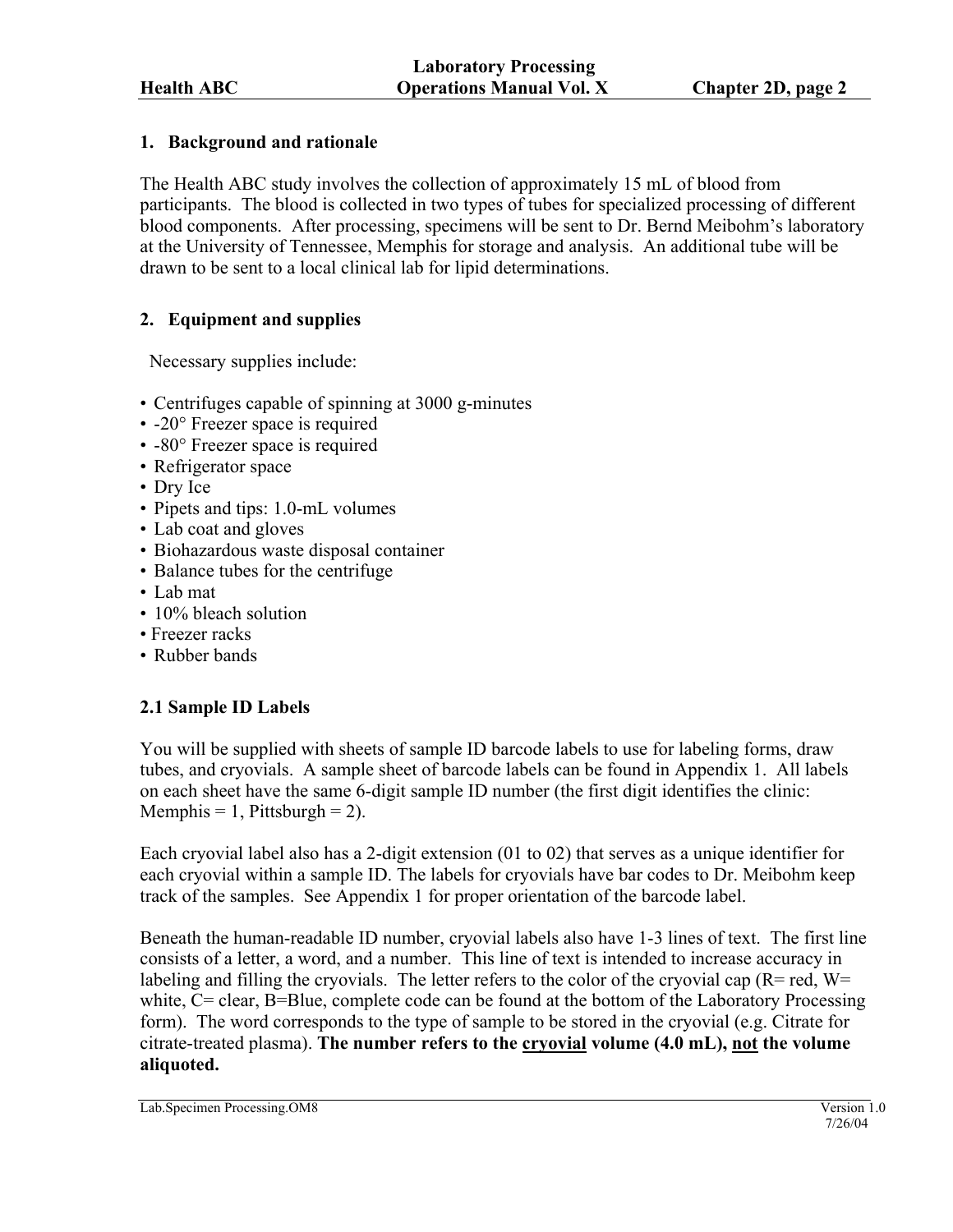## 1. Background and rationale

The Health ABC study involves the collection of approximately 15 mL of blood from participants. The blood is collected in two types of tubes for specialized processing of different blood components. After processing, specimens will be sent to Dr. Bernd Meibohm's laboratory at the University of Tennessee, Memphis for storage and analysis. An additional tube will be drawn to be sent to a local clinical lab for lipid determinations.

## 2. Equipment and supplies

Necessary supplies include:

- Centrifuges capable of spinning at 3000 g-minutes
- -20° Freezer space is required
- -80° Freezer space is required
- Refrigerator space
- Dry Ice
- Pipets and tips: 1.0-mL volumes
- Lab coat and gloves
- Biohazardous waste disposal container
- Balance tubes for the centrifuge
- Lab mat
- 10% bleach solution
- Freezer racks
- Rubber bands

### 2.1 Sample ID Labels

You will be supplied with sheets of sample ID barcode labels to use for labeling forms, draw tubes, and cryovials. A sample sheet of barcode labels can be found in Appendix 1. All labels on each sheet have the same 6-digit sample ID number (the first digit identifies the clinic: Memphis = 1, Pittsburgh = 2).

Each cryovial label also has a 2-digit extension (01 to 02) that serves as a unique identifier for each cryovial within a sample ID. The labels for cryovials have bar codes to Dr. Meibohm keep track of the samples. See Appendix 1 for proper orientation of the barcode label.

Beneath the human-readable ID number, cryovial labels also have 1-3 lines of text. The first line consists of a letter, a word, and a number. This line of text is intended to increase accuracy in labeling and filling the cryovials. The letter refers to the color of the cryovial cap (R= red, W= white, C= clear, B=Blue, complete code can be found at the bottom of the Laboratory Processing form). The word corresponds to the type of sample to be stored in the cryovial (e.g. Citrate for citrate-treated plasma). **The number refers to the <u>cryovial</u> volume (4.0 mL), <u>not</u> the volume aliquoted.**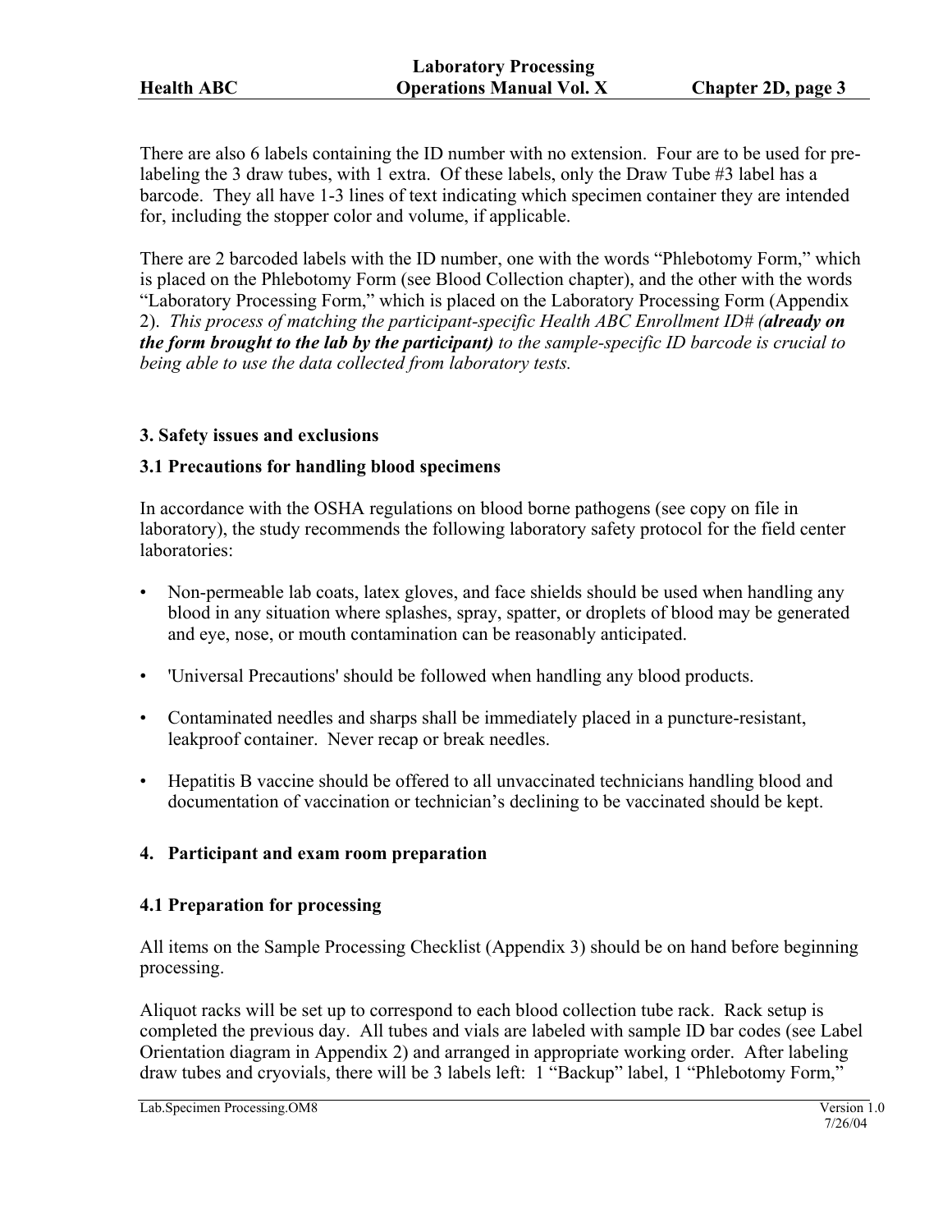There are also 6 labels containing the ID number with no extension. Four are to be used for pre-labeling the 3 draw tubes, with 1 extra. Of these labels, only the Draw Tube #3 label has a barcode. They all have 1-3 lines of text indicating which specimen container they are intended for, including the stopper color and volume, if applicable.

There are 2 barcoded labels with the ID number, one with the words "Phlebotomy Form," which is placed on the Phlebotomy Form (see Blood Collection chapter), and the other with the words "Laboratory Processing Form," which is placed on the Laboratory Processing Form (Appendix 2). *This process of matching the participant-specific Health ABC Enrollment ID# (**already on the form brought to the lab by the participant**) to the sample-specific ID barcode is crucial to being able to use the data collected from laboratory tests.*

### 3. Safety issues and exclusions

### 3.1 Precautions for handling blood specimens

In accordance with the OSHA regulations on blood borne pathogens (see copy on file in laboratory), the study recommends the following laboratory safety protocol for the field center laboratories:

- Non-permeable lab coats, latex gloves, and face shields should be used when handling any blood in any situation where splashes, spray, spatter, or droplets of blood may be generated and eye, nose, or mouth contamination can be reasonably anticipated.
- 'Universal Precautions' should be followed when handling any blood products.
- Contaminated needles and sharps shall be immediately placed in a puncture-resistant, leakproof container. Never recap or break needles.
- Hepatitis B vaccine should be offered to all unvaccinated technicians handling blood and documentation of vaccination or technician's declining to be vaccinated should be kept.

### 4. Participant and exam room preparation

### 4.1 Preparation for processing

All items on the Sample Processing Checklist (Appendix 3) should be on hand before beginning processing.

Aliquot racks will be set up to correspond to each blood collection tube rack. Rack setup is completed the previous day. All tubes and vials are labeled with sample ID bar codes (see Label Orientation diagram in Appendix 2) and arranged in appropriate working order. After labeling draw tubes and cryovials, there will be 3 labels left: 1 "Backup" label, 1 "Phlebotomy Form,"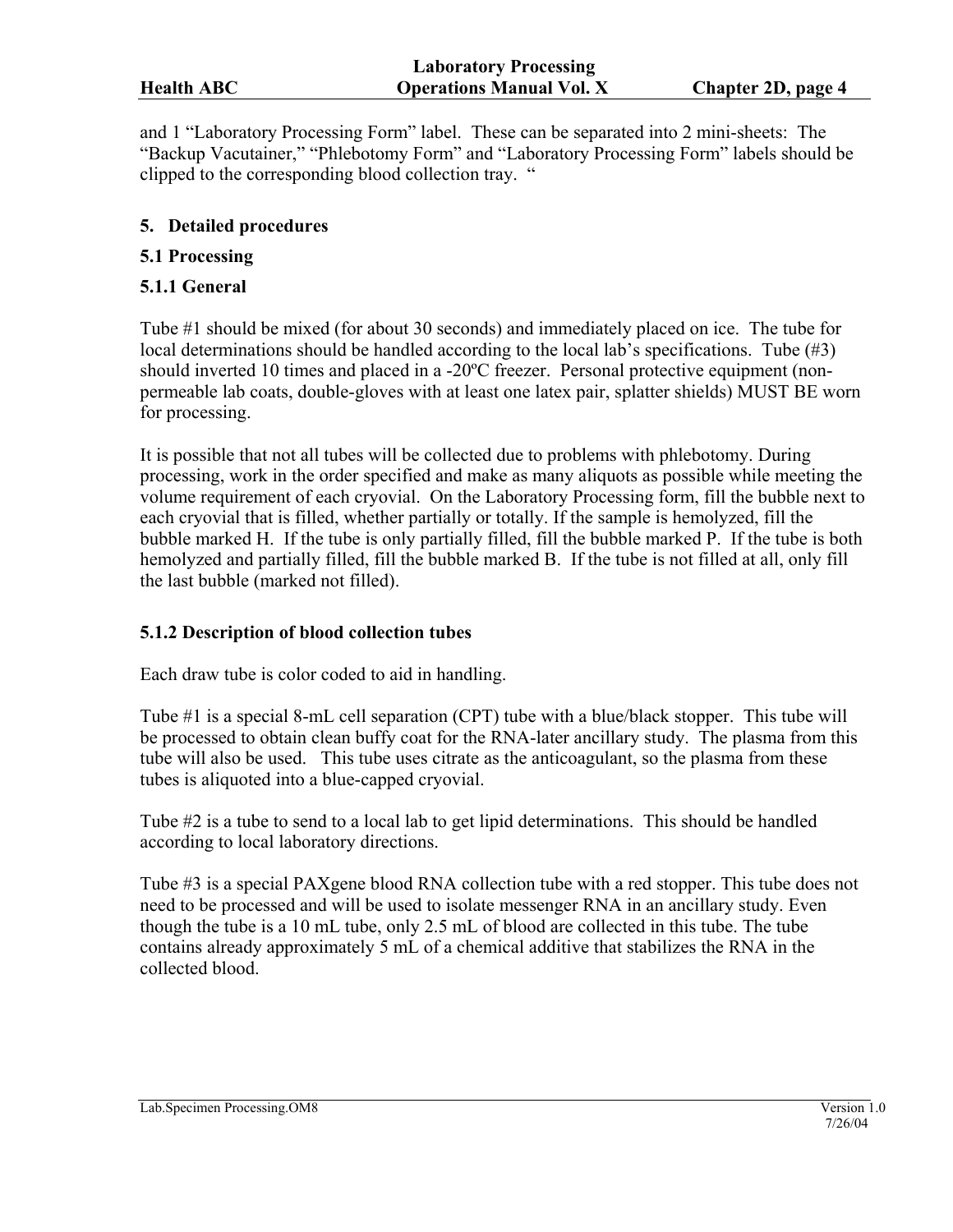and 1 "Laboratory Processing Form" label. These can be separated into 2 mini-sheets: The "Backup Vacutainer," "Phlebotomy Form" and "Laboratory Processing Form" labels should be clipped to the corresponding blood collection tray. "

## 5. Detailed procedures

### 5.1 Processing

#### 5.1.1 General

Tube #1 should be mixed (for about 30 seconds) and immediately placed on ice. The tube for local determinations should be handled according to the local lab's specifications. Tube (#3) should inverted 10 times and placed in a -20ºC freezer. Personal protective equipment (non-permeable lab coats, double-gloves with at least one latex pair, splatter shields) MUST BE worn for processing.

It is possible that not all tubes will be collected due to problems with phlebotomy. During processing, work in the order specified and make as many aliquots as possible while meeting the volume requirement of each cryovial. On the Laboratory Processing form, fill the bubble next to each cryovial that is filled, whether partially or totally. If the sample is hemolyzed, fill the bubble marked H. If the tube is only partially filled, fill the bubble marked P. If the tube is both hemolyzed and partially filled, fill the bubble marked B. If the tube is not filled at all, only fill the last bubble (marked not filled).

#### 5.1.2 Description of blood collection tubes

Each draw tube is color coded to aid in handling.

Tube #1 is a special 8-mL cell separation (CPT) tube with a blue/black stopper. This tube will be processed to obtain clean buffy coat for the RNA-later ancillary study. The plasma from this tube will also be used. This tube uses citrate as the anticoagulant, so the plasma from these tubes is aliquoted into a blue-capped cryovial.

Tube #2 is a tube to send to a local lab to get lipid determinations. This should be handled according to local laboratory directions.

Tube #3 is a special PAXgene blood RNA collection tube with a red stopper. This tube does not need to be processed and will be used to isolate messenger RNA in an ancillary study. Even though the tube is a 10 mL tube, only 2.5 mL of blood are collected in this tube. The tube contains already approximately 5 mL of a chemical additive that stabilizes the RNA in the collected blood.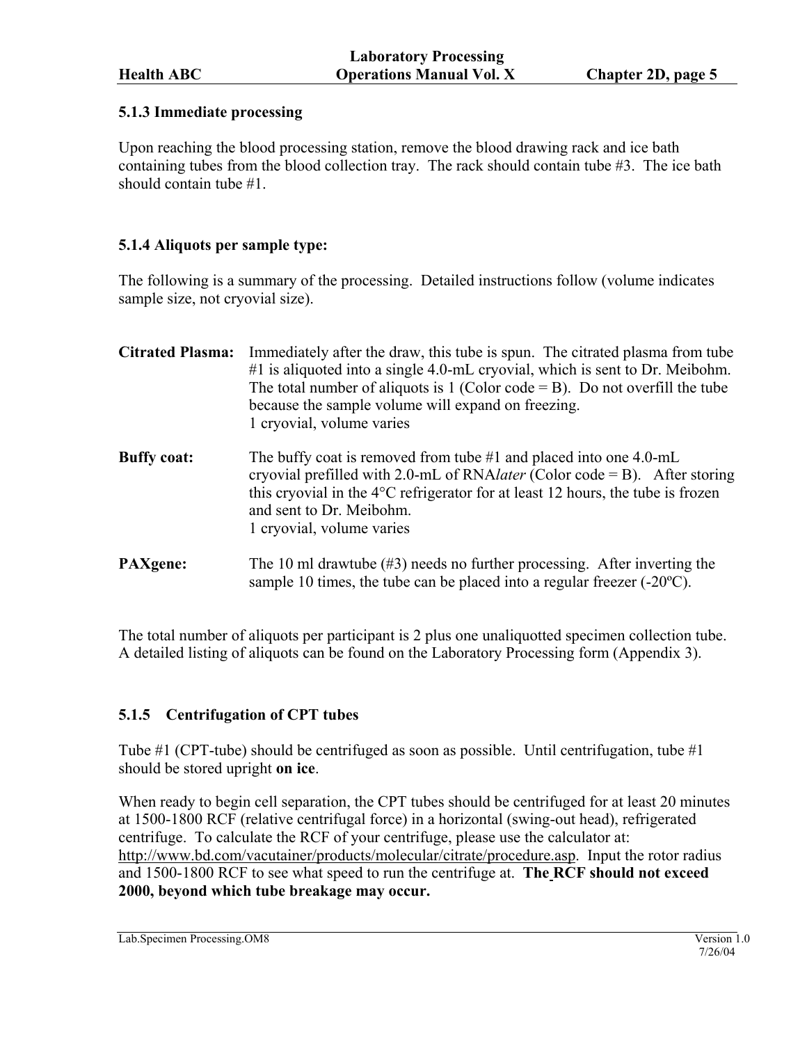### 5.1.3 Immediate processing

Upon reaching the blood processing station, remove the blood drawing rack and ice bath containing tubes from the blood collection tray. The rack should contain tube #3. The ice bath should contain tube #1.

### 5.1.4 Aliquots per sample type:

The following is a summary of the processing. Detailed instructions follow (volume indicates sample size, not cryovial size).

**Citrated Plasma:** Immediately after the draw, this tube is spun. The citrated plasma from tube #1 is aliquoted into a single 4.0-mL cryovial, which is sent to Dr. Meibohm. The total number of aliquots is 1 (Color code = B). Do not overfill the tube because the sample volume will expand on freezing.
1 cryovial, volume varies

**Buffy coat:** The buffy coat is removed from tube #1 and placed into one 4.0-mL cryovial prefilled with 2.0-mL of RNA*later* (Color code = B). After storing this cryovial in the 4°C refrigerator for at least 12 hours, the tube is frozen and sent to Dr. Meibohm.
1 cryovial, volume varies

**PAXgene:** The 10 ml drawtube (#3) needs no further processing. After inverting the sample 10 times, the tube can be placed into a regular freezer (-20ºC).

The total number of aliquots per participant is 2 plus one unaliquotted specimen collection tube. A detailed listing of aliquots can be found on the Laboratory Processing form (Appendix 3).

### 5.1.5 Centrifugation of CPT tubes

Tube #1 (CPT-tube) should be centrifuged as soon as possible. Until centrifugation, tube #1 should be stored upright **on ice**.

When ready to begin cell separation, the CPT tubes should be centrifuged for at least 20 minutes at 1500-1800 RCF (relative centrifugal force) in a horizontal (swing-out head), refrigerated centrifuge. To calculate the RCF of your centrifuge, please use the calculator at: http://www.bd.com/vacutainer/products/molecular/citrate/procedure.asp. Input the rotor radius and 1500-1800 RCF to see what speed to run the centrifuge at. **The RCF should not exceed 2000, beyond which tube breakage may occur.**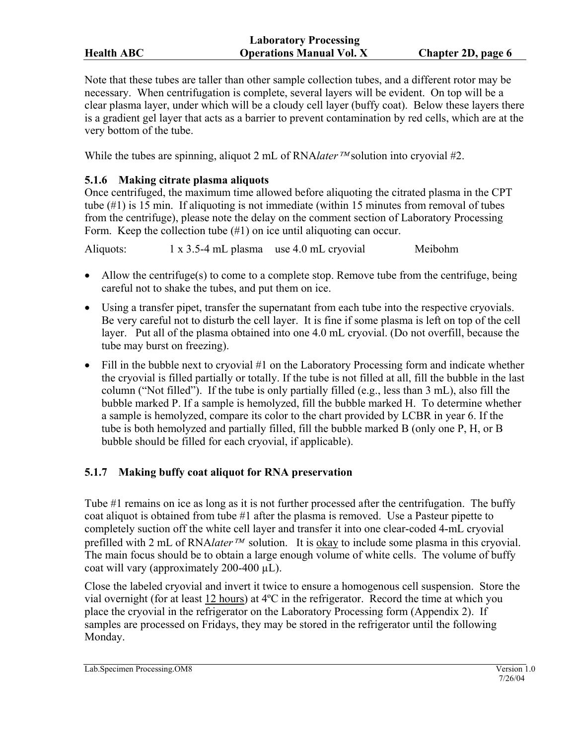Note that these tubes are taller than other sample collection tubes, and a different rotor may be necessary. When centrifugation is complete, several layers will be evident. On top will be a clear plasma layer, under which will be a cloudy cell layer (buffy coat). Below these layers there is a gradient gel layer that acts as a barrier to prevent contamination by red cells, which are at the very bottom of the tube.

While the tubes are spinning, aliquot 2 mL of RNA*later™* solution into cryovial #2.

### 5.1.6 Making citrate plasma aliquots

Once centrifuged, the maximum time allowed before aliquoting the citrated plasma in the CPT tube (#1) is 15 min. If aliquoting is not immediate (within 15 minutes from removal of tubes from the centrifuge), please note the delay on the comment section of Laboratory Processing Form. Keep the collection tube (#1) on ice until aliquoting can occur.

Aliquots: 1 x 3.5-4 mL plasma use 4.0 mL cryovial Meibohm

- Allow the centrifuge(s) to come to a complete stop. Remove tube from the centrifuge, being careful not to shake the tubes, and put them on ice.
- Using a transfer pipet, transfer the supernatant from each tube into the respective cryovials. Be very careful not to disturb the cell layer. It is fine if some plasma is left on top of the cell layer. Put all of the plasma obtained into one 4.0 mL cryovial. (Do not overfill, because the tube may burst on freezing).
- Fill in the bubble next to cryovial #1 on the Laboratory Processing form and indicate whether the cryovial is filled partially or totally. If the tube is not filled at all, fill the bubble in the last column ("Not filled"). If the tube is only partially filled (e.g., less than 3 mL), also fill the bubble marked P. If a sample is hemolyzed, fill the bubble marked H. To determine whether a sample is hemolyzed, compare its color to the chart provided by LCBR in year 6. If the tube is both hemolyzed and partially filled, fill the bubble marked B (only one P, H, or B bubble should be filled for each cryovial, if applicable).

### 5.1.7 Making buffy coat aliquot for RNA preservation

Tube #1 remains on ice as long as it is not further processed after the centrifugation. The buffy coat aliquot is obtained from tube #1 after the plasma is removed. Use a Pasteur pipette to completely suction off the white cell layer and transfer it into one clear-coded 4-mL cryovial prefilled with 2 mL of RNA*later™* solution. It is okay to include some plasma in this cryovial. The main focus should be to obtain a large enough volume of white cells. The volume of buffy coat will vary (approximately 200-400 µL).

Close the labeled cryovial and invert it twice to ensure a homogenous cell suspension. Store the vial overnight (for at least 12 hours) at 4ºC in the refrigerator. Record the time at which you place the cryovial in the refrigerator on the Laboratory Processing form (Appendix 2). If samples are processed on Fridays, they may be stored in the refrigerator until the following Monday.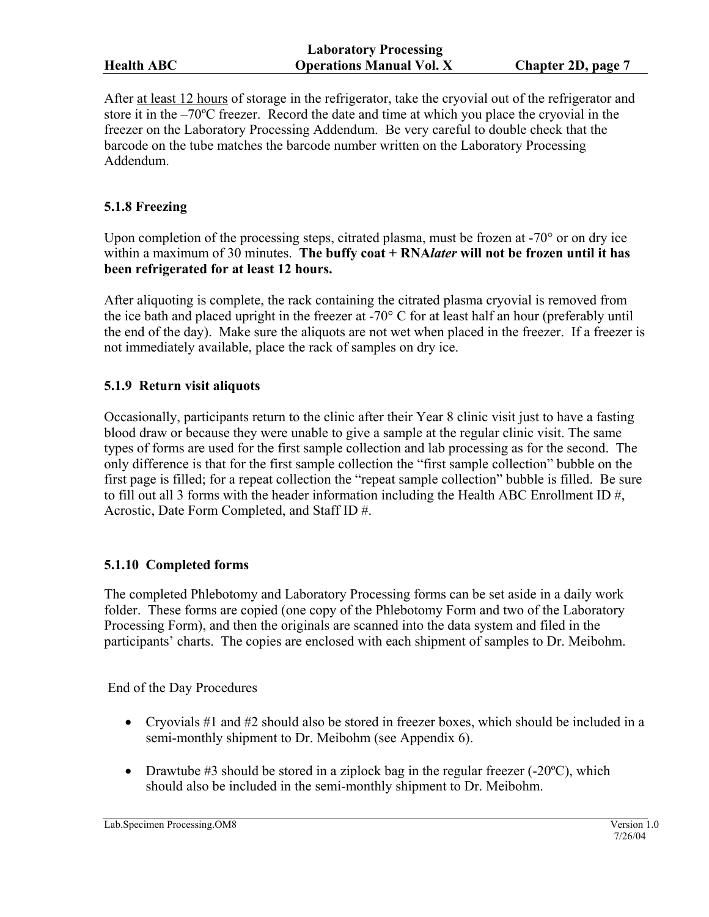After <u>at least 12 hours</u> of storage in the refrigerator, take the cryovial out of the refrigerator and store it in the –70ºC freezer. Record the date and time at which you place the cryovial in the freezer on the Laboratory Processing Addendum. Be very careful to double check that the barcode on the tube matches the barcode number written on the Laboratory Processing Addendum.

### 5.1.8 Freezing

Upon completion of the processing steps, citrated plasma, must be frozen at -70° or on dry ice within a maximum of 30 minutes. **The buffy coat + RNA*later* will not be frozen until it has been refrigerated for at least 12 hours.**

After aliquoting is complete, the rack containing the citrated plasma cryovial is removed from the ice bath and placed upright in the freezer at -70° C for at least half an hour (preferably until the end of the day). Make sure the aliquots are not wet when placed in the freezer. If a freezer is not immediately available, place the rack of samples on dry ice.

### 5.1.9 Return visit aliquots

Occasionally, participants return to the clinic after their Year 8 clinic visit just to have a fasting blood draw or because they were unable to give a sample at the regular clinic visit. The same types of forms are used for the first sample collection and lab processing as for the second. The only difference is that for the first sample collection the "first sample collection" bubble on the first page is filled; for a repeat collection the "repeat sample collection" bubble is filled. Be sure to fill out all 3 forms with the header information including the Health ABC Enrollment ID #, Acrostic, Date Form Completed, and Staff ID #.

### 5.1.10 Completed forms

The completed Phlebotomy and Laboratory Processing forms can be set aside in a daily work folder. These forms are copied (one copy of the Phlebotomy Form and two of the Laboratory Processing Form), and then the originals are scanned into the data system and filed in the participants' charts. The copies are enclosed with each shipment of samples to Dr. Meibohm.

End of the Day Procedures

- Cryovials #1 and #2 should also be stored in freezer boxes, which should be included in a semi-monthly shipment to Dr. Meibohm (see Appendix 6).
- Drawtube #3 should be stored in a ziplock bag in the regular freezer (-20ºC), which should also be included in the semi-monthly shipment to Dr. Meibohm.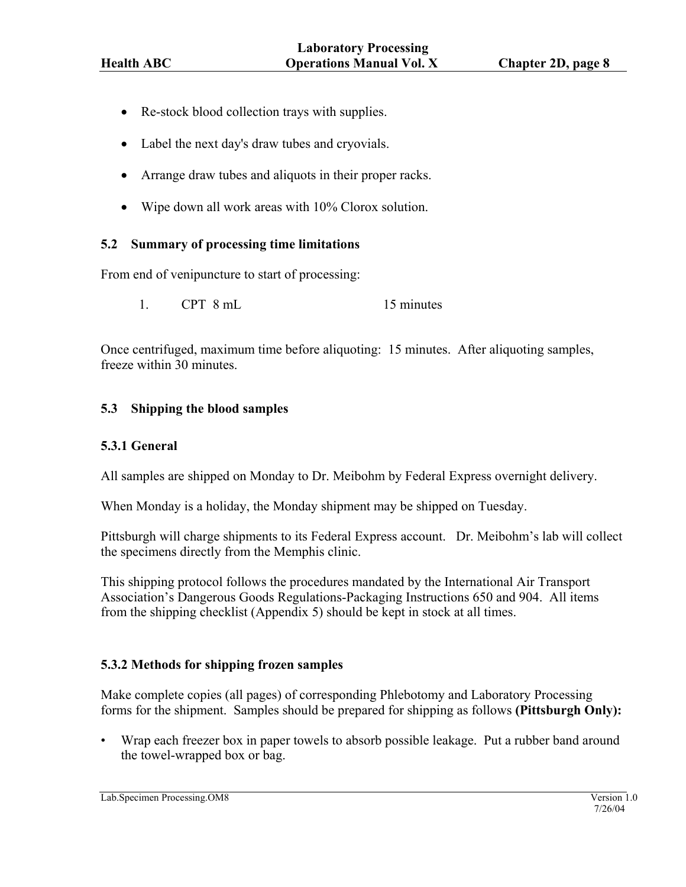- Re-stock blood collection trays with supplies.
- Label the next day's draw tubes and cryovials.
- Arrange draw tubes and aliquots in their proper racks.
- Wipe down all work areas with 10% Clorox solution.

### 5.2 Summary of processing time limitations

From end of venipuncture to start of processing:

1. CPT 8 mL 15 minutes

Once centrifuged, maximum time before aliquoting: 15 minutes. After aliquoting samples, freeze within 30 minutes.

### 5.3 Shipping the blood samples

#### 5.3.1 General

All samples are shipped on Monday to Dr. Meibohm by Federal Express overnight delivery.

When Monday is a holiday, the Monday shipment may be shipped on Tuesday.

Pittsburgh will charge shipments to its Federal Express account. Dr. Meibohm's lab will collect the specimens directly from the Memphis clinic.

This shipping protocol follows the procedures mandated by the International Air Transport Association's Dangerous Goods Regulations-Packaging Instructions 650 and 904. All items from the shipping checklist (Appendix 5) should be kept in stock at all times.

#### 5.3.2 Methods for shipping frozen samples

Make complete copies (all pages) of corresponding Phlebotomy and Laboratory Processing forms for the shipment. Samples should be prepared for shipping as follows **(Pittsburgh Only):**

- Wrap each freezer box in paper towels to absorb possible leakage. Put a rubber band around the towel-wrapped box or bag.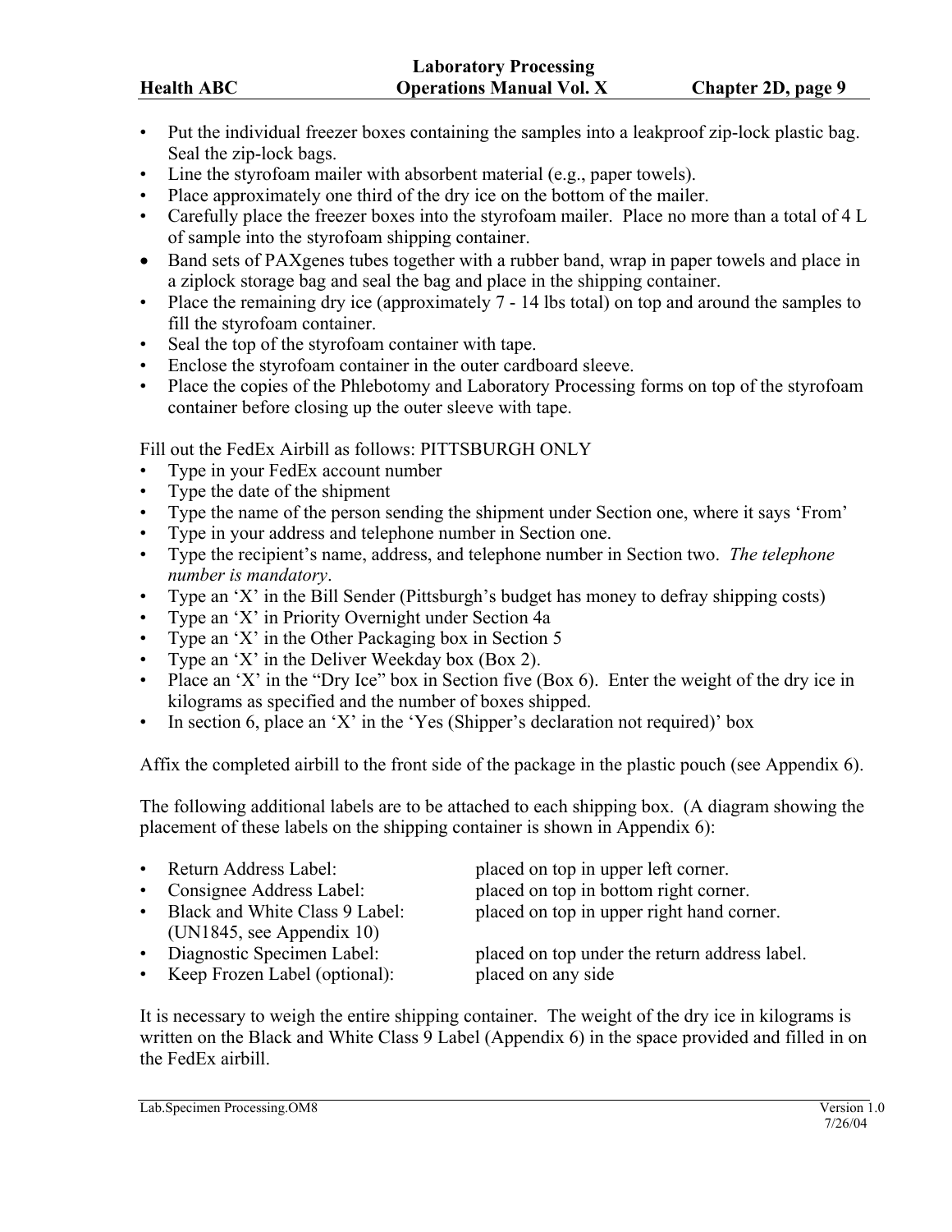- Put the individual freezer boxes containing the samples into a leakproof zip-lock plastic bag. Seal the zip-lock bags.
- Line the styrofoam mailer with absorbent material (e.g., paper towels).
- Place approximately one third of the dry ice on the bottom of the mailer.
- Carefully place the freezer boxes into the styrofoam mailer. Place no more than a total of 4 L of sample into the styrofoam shipping container.
- Band sets of PAXgenes tubes together with a rubber band, wrap in paper towels and place in a ziplock storage bag and seal the bag and place in the shipping container.
- Place the remaining dry ice (approximately 7 - 14 lbs total) on top and around the samples to fill the styrofoam container.
- Seal the top of the styrofoam container with tape.
- Enclose the styrofoam container in the outer cardboard sleeve.
- Place the copies of the Phlebotomy and Laboratory Processing forms on top of the styrofoam container before closing up the outer sleeve with tape.

Fill out the FedEx Airbill as follows: PITTSBURGH ONLY

- Type in your FedEx account number
- Type the date of the shipment
- Type the name of the person sending the shipment under Section one, where it says 'From'
- Type in your address and telephone number in Section one.
- Type the recipient's name, address, and telephone number in Section two. *The telephone number is mandatory*.
- Type an 'X' in the Bill Sender (Pittsburgh's budget has money to defray shipping costs)
- Type an 'X' in Priority Overnight under Section 4a
- Type an 'X' in the Other Packaging box in Section 5
- Type an 'X' in the Deliver Weekday box (Box 2).
- Place an 'X' in the "Dry Ice" box in Section five (Box 6). Enter the weight of the dry ice in kilograms as specified and the number of boxes shipped.
- In section 6, place an 'X' in the 'Yes (Shipper's declaration not required)' box

Affix the completed airbill to the front side of the package in the plastic pouch (see Appendix 6).

The following additional labels are to be attached to each shipping box. (A diagram showing the placement of these labels on the shipping container is shown in Appendix 6):

- Return Address Label: placed on top in upper left corner.
- Consignee Address Label: placed on top in bottom right corner.
- Black and White Class 9 Label (UN1845, see Appendix 10): placed on top in upper right hand corner.
- Diagnostic Specimen Label: placed on top under the return address label.
- Keep Frozen Label (optional): placed on any side

It is necessary to weigh the entire shipping container. The weight of the dry ice in kilograms is written on the Black and White Class 9 Label (Appendix 6) in the space provided and filled in on the FedEx airbill.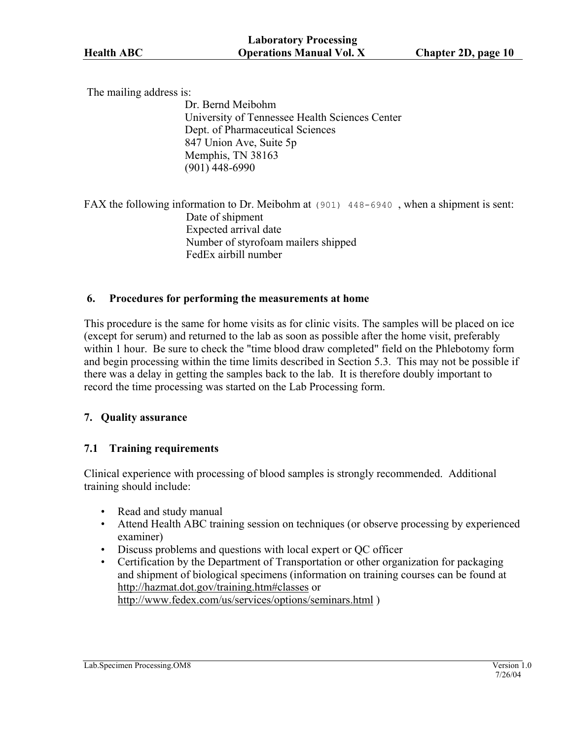The mailing address is:

Dr. Bernd Meibohm
University of Tennessee Health Sciences Center
Dept. of Pharmaceutical Sciences
847 Union Ave, Suite 5p
Memphis, TN 38163
(901) 448-6990

FAX the following information to Dr. Meibohm at (901) 448-6940 , when a shipment is sent:

Date of shipment
Expected arrival date
Number of styrofoam mailers shipped
FedEx airbill number

## 6. Procedures for performing the measurements at home

This procedure is the same for home visits as for clinic visits. The samples will be placed on ice (except for serum) and returned to the lab as soon as possible after the home visit, preferably within 1 hour. Be sure to check the "time blood draw completed" field on the Phlebotomy form and begin processing within the time limits described in Section 5.3. This may not be possible if there was a delay in getting the samples back to the lab. It is therefore doubly important to record the time processing was started on the Lab Processing form.

## 7. Quality assurance

### 7.1 Training requirements

Clinical experience with processing of blood samples is strongly recommended. Additional training should include:

- Read and study manual
- Attend Health ABC training session on techniques (or observe processing by experienced examiner)
- Discuss problems and questions with local expert or QC officer
- Certification by the Department of Transportation or other organization for packaging and shipment of biological specimens (information on training courses can be found at http://hazmat.dot.gov/training.htm#classes or http://www.fedex.com/us/services/options/seminars.html )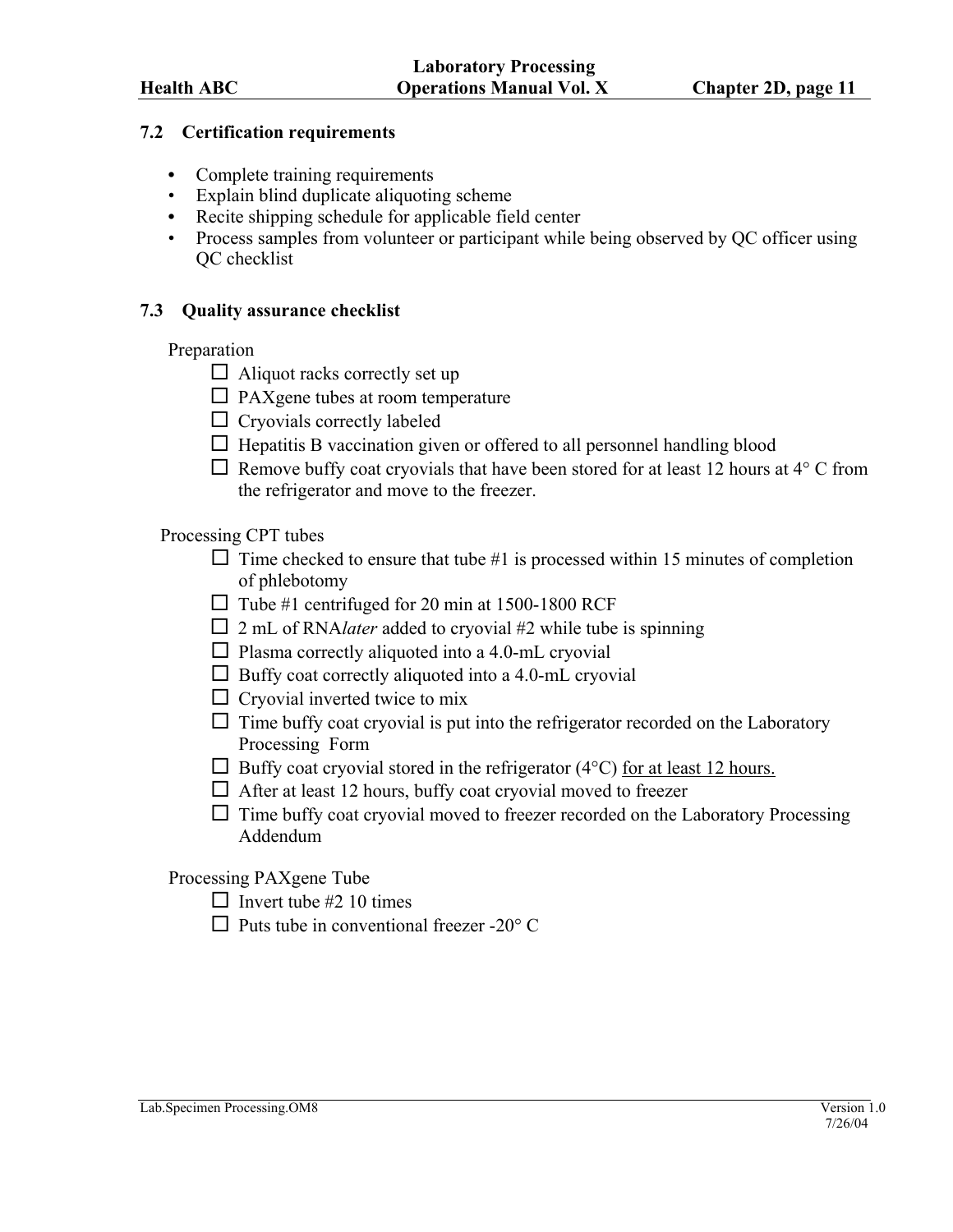## 7.2 Certification requirements

- Complete training requirements
- Explain blind duplicate aliquoting scheme
- Recite shipping schedule for applicable field center
- Process samples from volunteer or participant while being observed by QC officer using QC checklist

## 7.3 Quality assurance checklist

Preparation

- ☐ Aliquot racks correctly set up
- ☐ PAXgene tubes at room temperature
- ☐ Cryovials correctly labeled
- ☐ Hepatitis B vaccination given or offered to all personnel handling blood
- ☐ Remove buffy coat cryovials that have been stored for at least 12 hours at 4° C from the refrigerator and move to the freezer.

Processing CPT tubes

- ☐ Time checked to ensure that tube #1 is processed within 15 minutes of completion of phlebotomy
- ☐ Tube #1 centrifuged for 20 min at 1500-1800 RCF
- ☐ 2 mL of RNA*later* added to cryovial #2 while tube is spinning
- ☐ Plasma correctly aliquoted into a 4.0-mL cryovial
- ☐ Buffy coat correctly aliquoted into a 4.0-mL cryovial
- ☐ Cryovial inverted twice to mix
- ☐ Time buffy coat cryovial is put into the refrigerator recorded on the Laboratory Processing Form
- ☐ Buffy coat cryovial stored in the refrigerator (4°C) <u>for at least 12 hours.</u>
- ☐ After at least 12 hours, buffy coat cryovial moved to freezer
- ☐ Time buffy coat cryovial moved to freezer recorded on the Laboratory Processing Addendum

Processing PAXgene Tube

- ☐ Invert tube #2 10 times
- ☐ Puts tube in conventional freezer -20° C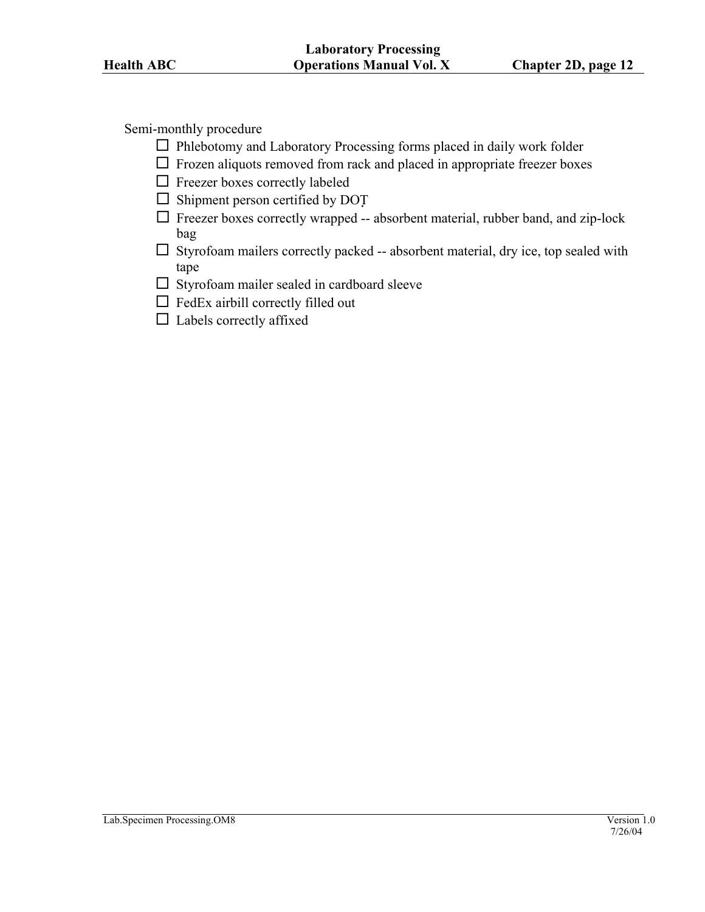Semi-monthly procedure

- ☐ Phlebotomy and Laboratory Processing forms placed in daily work folder
- ☐ Frozen aliquots removed from rack and placed in appropriate freezer boxes
- ☐ Freezer boxes correctly labeled
- ☐ Shipment person certified by DOT
- ☐ Freezer boxes correctly wrapped -- absorbent material, rubber band, and zip-lock bag
- ☐ Styrofoam mailers correctly packed -- absorbent material, dry ice, top sealed with tape
- ☐ Styrofoam mailer sealed in cardboard sleeve
- ☐ FedEx airbill correctly filled out
- ☐ Labels correctly affixed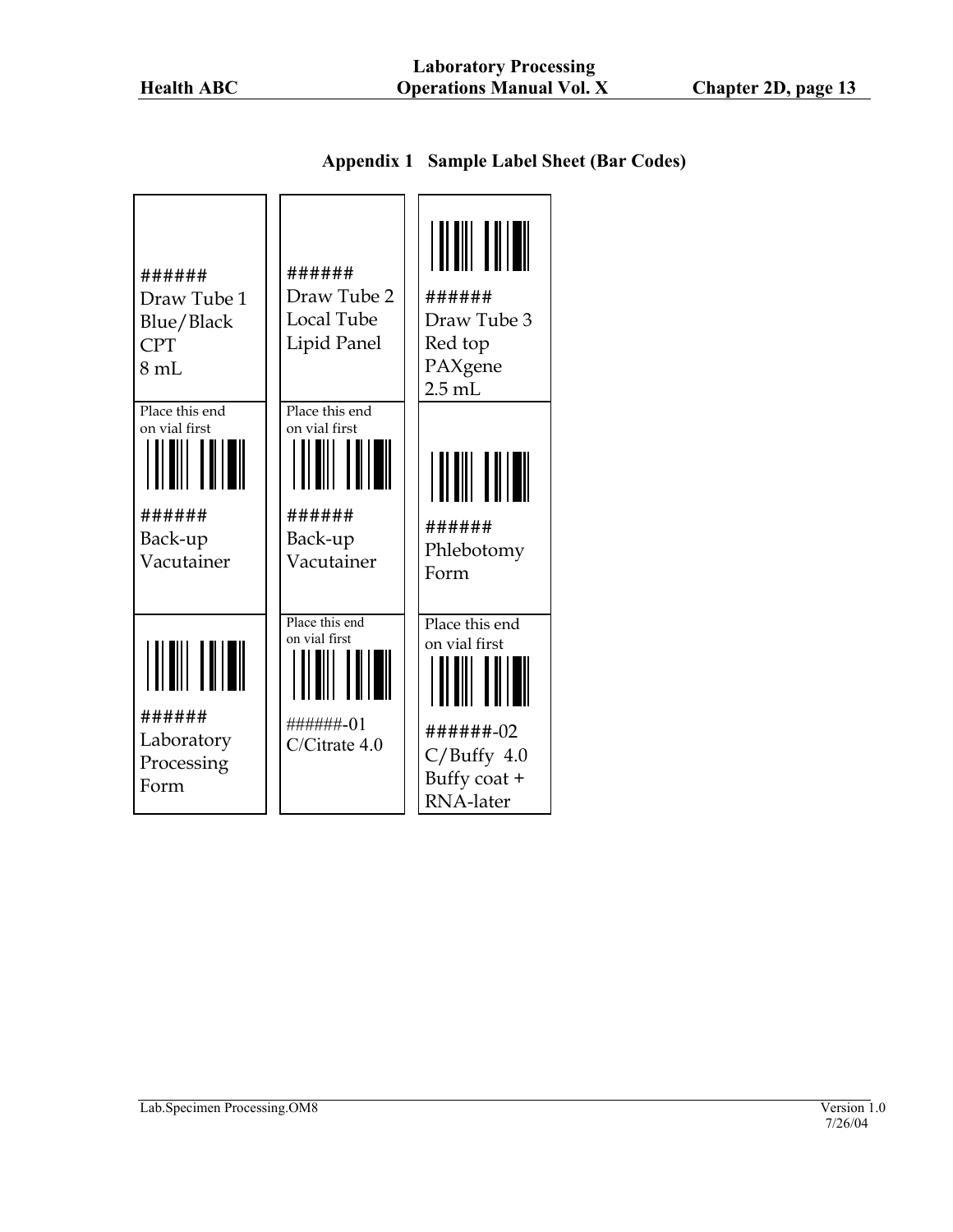## Appendix 1 Sample Label Sheet (Bar Codes)

| | | |
|---|---|---|
| ###### Draw Tube 1 Blue/Black CPT 8 mL | ###### Draw Tube 2 Local Tube Lipid Panel | ###### Draw Tube 3 Red top PAXgene 2.5 mL |
| Place this end on vial first ###### Back-up Vacutainer | Place this end on vial first ###### Back-up Vacutainer | ###### Phlebotomy Form |
| ###### Laboratory Processing Form | Place this end on vial first ######-01 C/Citrate 4.0 | Place this end on vial first ######-02 C/Buffy 4.0 Buffy coat + RNA-later |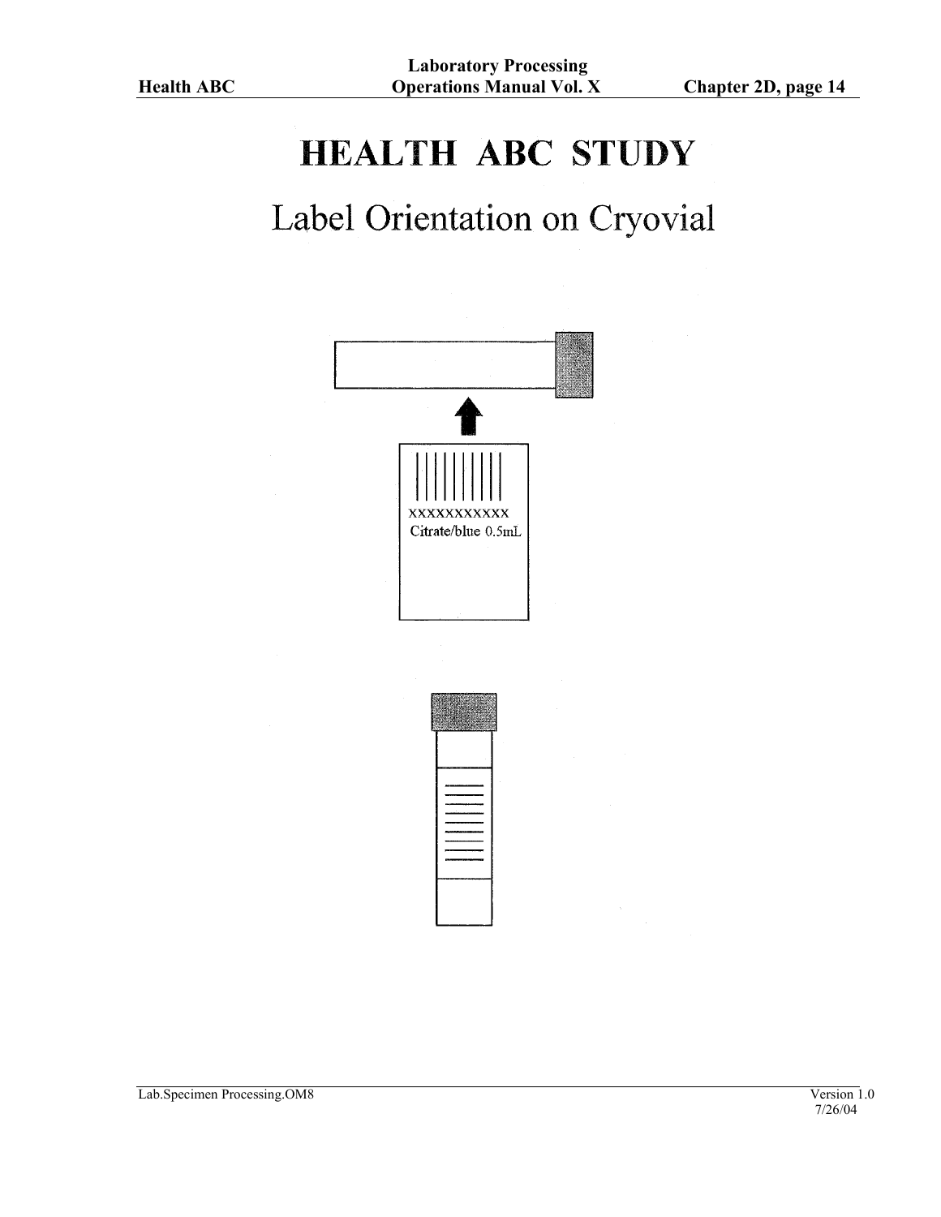# HEALTH ABC STUDY

## Label Orientation on Cryovial

XXXXXXXXXXX
Citrate/blue 0.5mL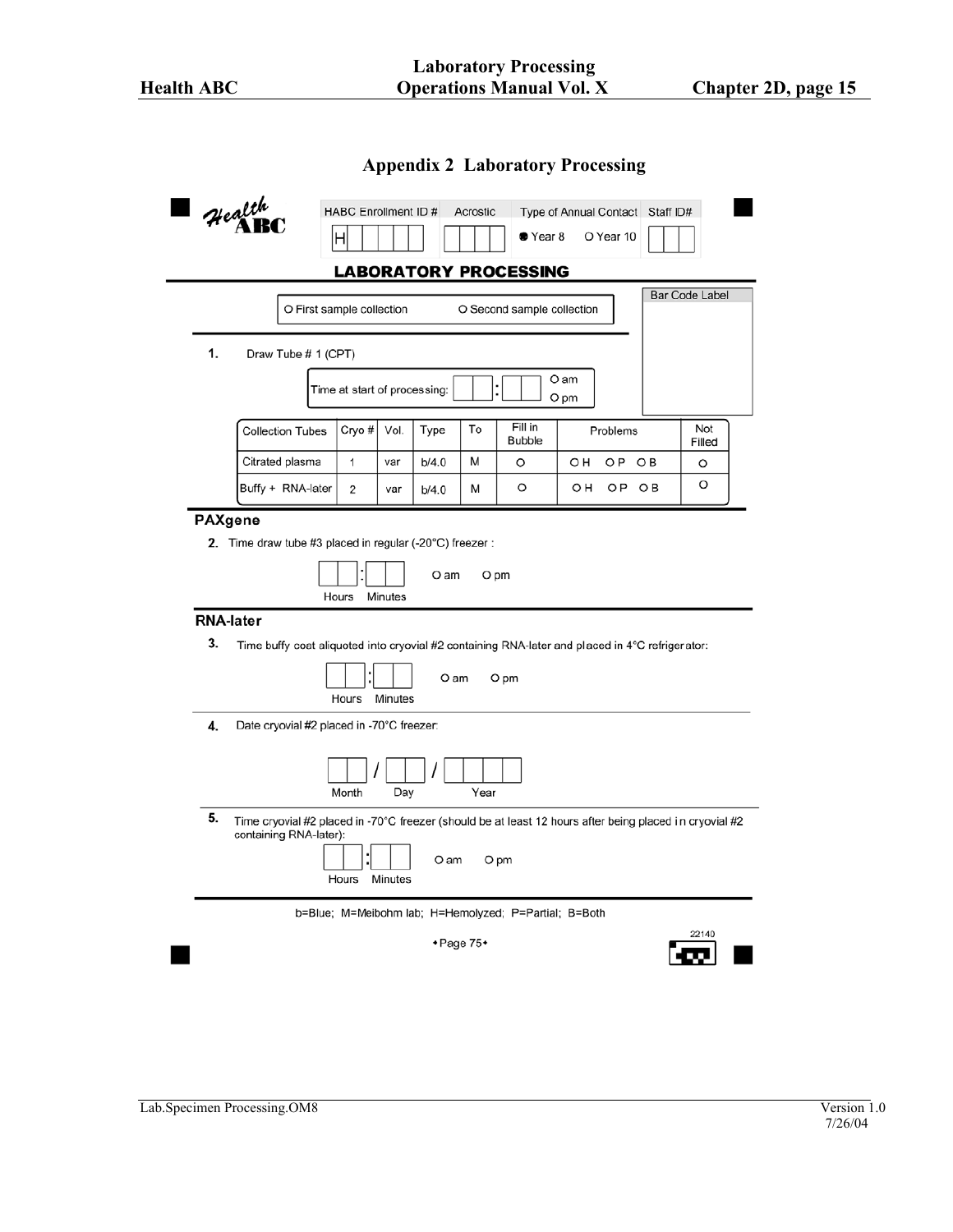## Appendix 2 Laboratory Processing

**Health ABC**

| HABC Enrollment ID # | Acrostic | Type of Annual Contact | Staff ID# |
|---|---|---|---|
| H | | ● Year 8 O Year 10 | |

### LABORATORY PROCESSING

O First sample collection O Second sample collection

Bar Code Label

**1.** Draw Tube # 1 (CPT)

Time at start of processing: ___ : ___ O am O pm

| Collection Tubes | Cryo # | Vol. | Type | To | Fill in Bubble | Problems | Not Filled |
|---|---|---|---|---|---|---|---|
| Citrated plasma | 1 | var | b/4.0 | M | O | O H O P O B | O |
| Buffy + RNA-later | 2 | var | b/4.0 | M | O | O H O P O B | O |

**PAXgene**

**2.** Time draw tube #3 placed in regular (-20°C) freezer :

___ : ___ O am O pm
Hours Minutes

**RNA-later**

**3.** Time buffy coat aliquoted into cryovial #2 containing RNA-later and placed in 4°C refrigerator:

___ : ___ O am O pm
Hours Minutes

**4.** Date cryovial #2 placed in -70°C freezer:

___ / ___ / ______
Month Day Year

**5.** Time cryovial #2 placed in -70°C freezer (should be at least 12 hours after being placed in cryovial #2 containing RNA-later):

___ : ___ O am O pm
Hours Minutes

b=Blue; M=Meibohm lab; H=Hemolyzed; P=Partial; B=Both

•Page 75•

22140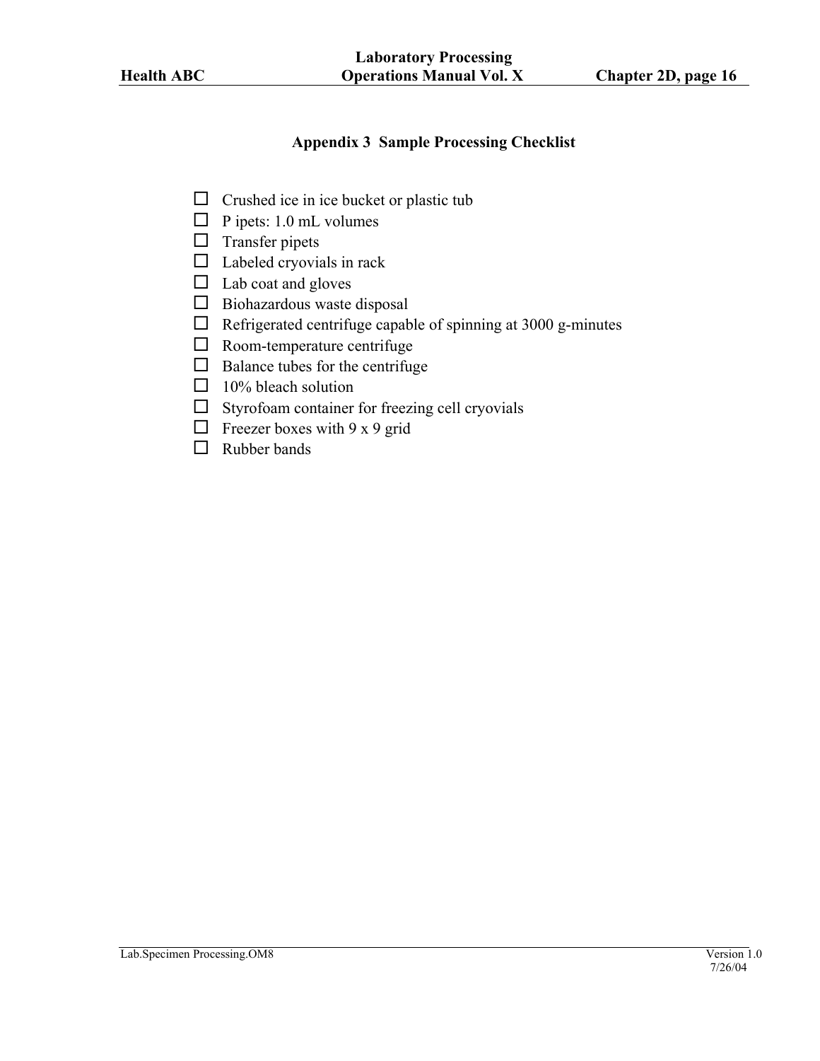## Appendix 3  Sample Processing Checklist

- ☐ Crushed ice in ice bucket or plastic tub
- ☐ P ipets: 1.0 mL volumes
- ☐ Transfer pipets
- ☐ Labeled cryovials in rack
- ☐ Lab coat and gloves
- ☐ Biohazardous waste disposal
- ☐ Refrigerated centrifuge capable of spinning at 3000 g-minutes
- ☐ Room-temperature centrifuge
- ☐ Balance tubes for the centrifuge
- ☐ 10% bleach solution
- ☐ Styrofoam container for freezing cell cryovials
- ☐ Freezer boxes with 9 x 9 grid
- ☐ Rubber bands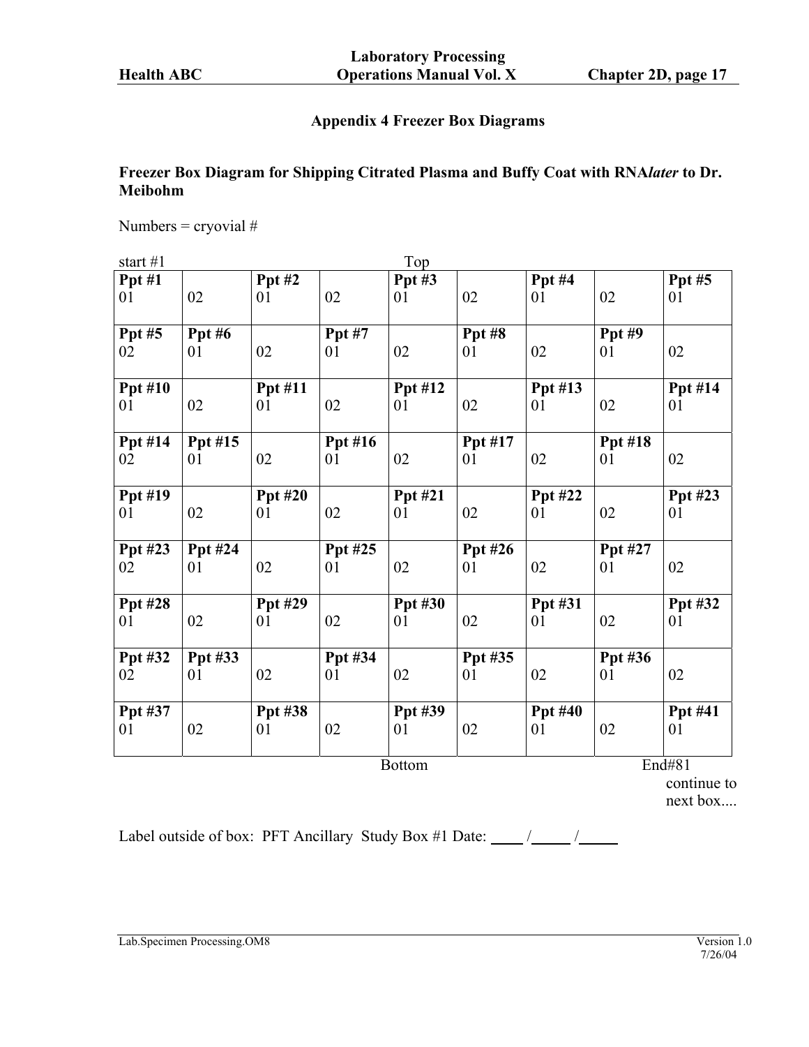## Appendix 4 Freezer Box Diagrams

**Freezer Box Diagram for Shipping Citrated Plasma and Buffy Coat with RNA*later* to Dr. Meibohm**

Numbers = cryovial #

start #1 Top

| **Ppt #1** 01 | 02 | **Ppt #2** 01 | 02 | **Ppt #3** 01 | 02 | **Ppt #4** 01 | 02 | **Ppt #5** 01 |
|---|---|---|---|---|---|---|---|---|
| **Ppt #5** 02 | **Ppt #6** 01 | 02 | **Ppt #7** 01 | 02 | **Ppt #8** 01 | 02 | **Ppt #9** 01 | 02 |
| **Ppt #10** 01 | 02 | **Ppt #11** 01 | 02 | **Ppt #12** 01 | 02 | **Ppt #13** 01 | 02 | **Ppt #14** 01 |
| **Ppt #14** 02 | **Ppt #15** 01 | 02 | **Ppt #16** 01 | 02 | **Ppt #17** 01 | 02 | **Ppt #18** 01 | 02 |
| **Ppt #19** 01 | 02 | **Ppt #20** 01 | 02 | **Ppt #21** 01 | 02 | **Ppt #22** 01 | 02 | **Ppt #23** 01 |
| **Ppt #23** 02 | **Ppt #24** 01 | 02 | **Ppt #25** 01 | 02 | **Ppt #26** 01 | 02 | **Ppt #27** 01 | 02 |
| **Ppt #28** 01 | 02 | **Ppt #29** 01 | 02 | **Ppt #30** 01 | 02 | **Ppt #31** 01 | 02 | **Ppt #32** 01 |
| **Ppt #32** 02 | **Ppt #33** 01 | 02 | **Ppt #34** 01 | 02 | **Ppt #35** 01 | 02 | **Ppt #36** 01 | 02 |
| **Ppt #37** 01 | 02 | **Ppt #38** 01 | 02 | **Ppt #39** 01 | 02 | **Ppt #40** 01 | 02 | **Ppt #41** 01 |

Bottom End#81 continue to next box....

Label outside of box: PFT Ancillary Study Box #1 Date: ____ /_____ /_____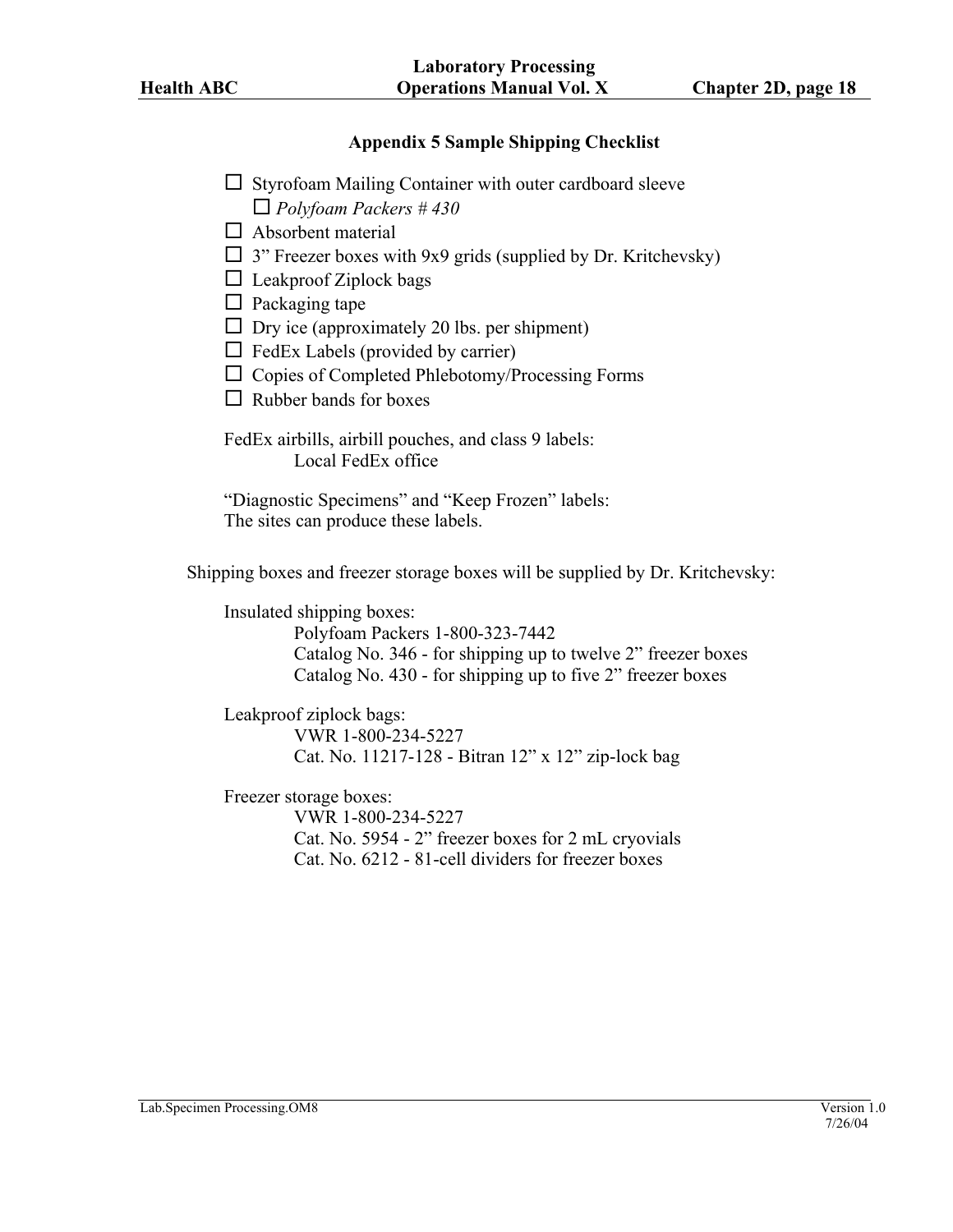## Appendix 5 Sample Shipping Checklist

- ☐ Styrofoam Mailing Container with outer cardboard sleeve
  - ☐ *Polyfoam Packers # 430*
- ☐ Absorbent material
- ☐ 3" Freezer boxes with 9x9 grids (supplied by Dr. Kritchevsky)
- ☐ Leakproof Ziplock bags
- ☐ Packaging tape
- ☐ Dry ice (approximately 20 lbs. per shipment)
- ☐ FedEx Labels (provided by carrier)
- ☐ Copies of Completed Phlebotomy/Processing Forms
- ☐ Rubber bands for boxes

FedEx airbills, airbill pouches, and class 9 labels:
Local FedEx office

"Diagnostic Specimens" and "Keep Frozen" labels:
The sites can produce these labels.

Shipping boxes and freezer storage boxes will be supplied by Dr. Kritchevsky:

Insulated shipping boxes:
Polyfoam Packers 1-800-323-7442
Catalog No. 346 - for shipping up to twelve 2" freezer boxes
Catalog No. 430 - for shipping up to five 2" freezer boxes

Leakproof ziplock bags:
VWR 1-800-234-5227
Cat. No. 11217-128 - Bitran 12" x 12" zip-lock bag

Freezer storage boxes:
VWR 1-800-234-5227
Cat. No. 5954 - 2" freezer boxes for 2 mL cryovials
Cat. No. 6212 - 81-cell dividers for freezer boxes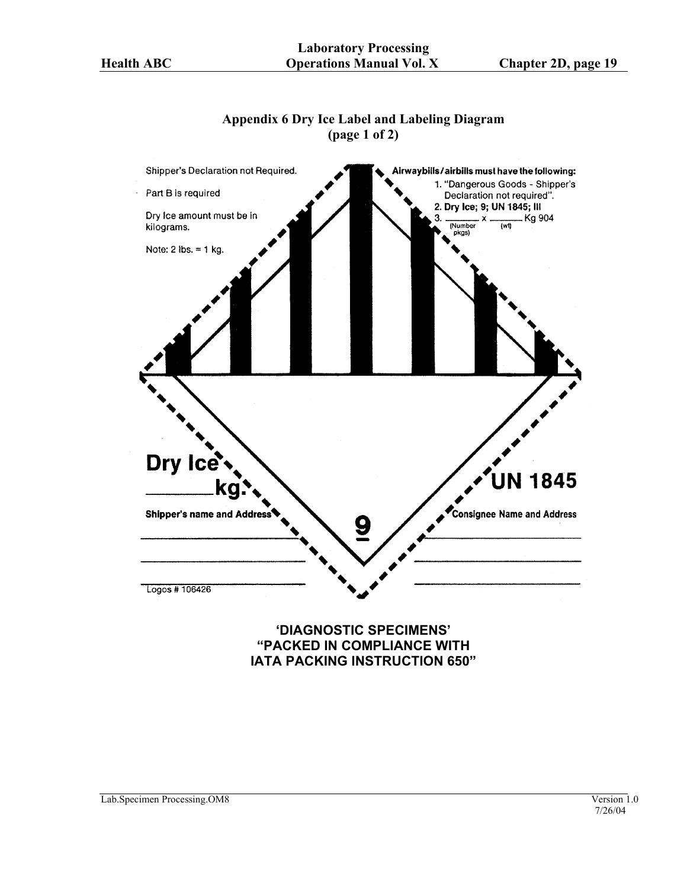## Appendix 6 Dry Ice Label and Labeling Diagram (page 1 of 2)

Shipper's Declaration not Required.

Part B is required

Dry Ice amount must be in kilograms.

Note: 2 lbs. = 1 kg.

**Airwaybills/airbills must have the following:**

1. "Dangerous Goods - Shipper's Declaration not required".
2. Dry Ice; 9; UN 1845; III
3. _______ x _______ Kg 904
   (Number pkgs) (wt)

**Dry Ice**

_______**kg.**

**UN 1845**

**Shipper's name and Address**

_______________________

_______________________

_______________________

**9**

**Consignee Name and Address**

_______________________

_______________________

_______________________

Logos # 106426

**'DIAGNOSTIC SPECIMENS'**
**"PACKED IN COMPLIANCE WITH IATA PACKING INSTRUCTION 650"**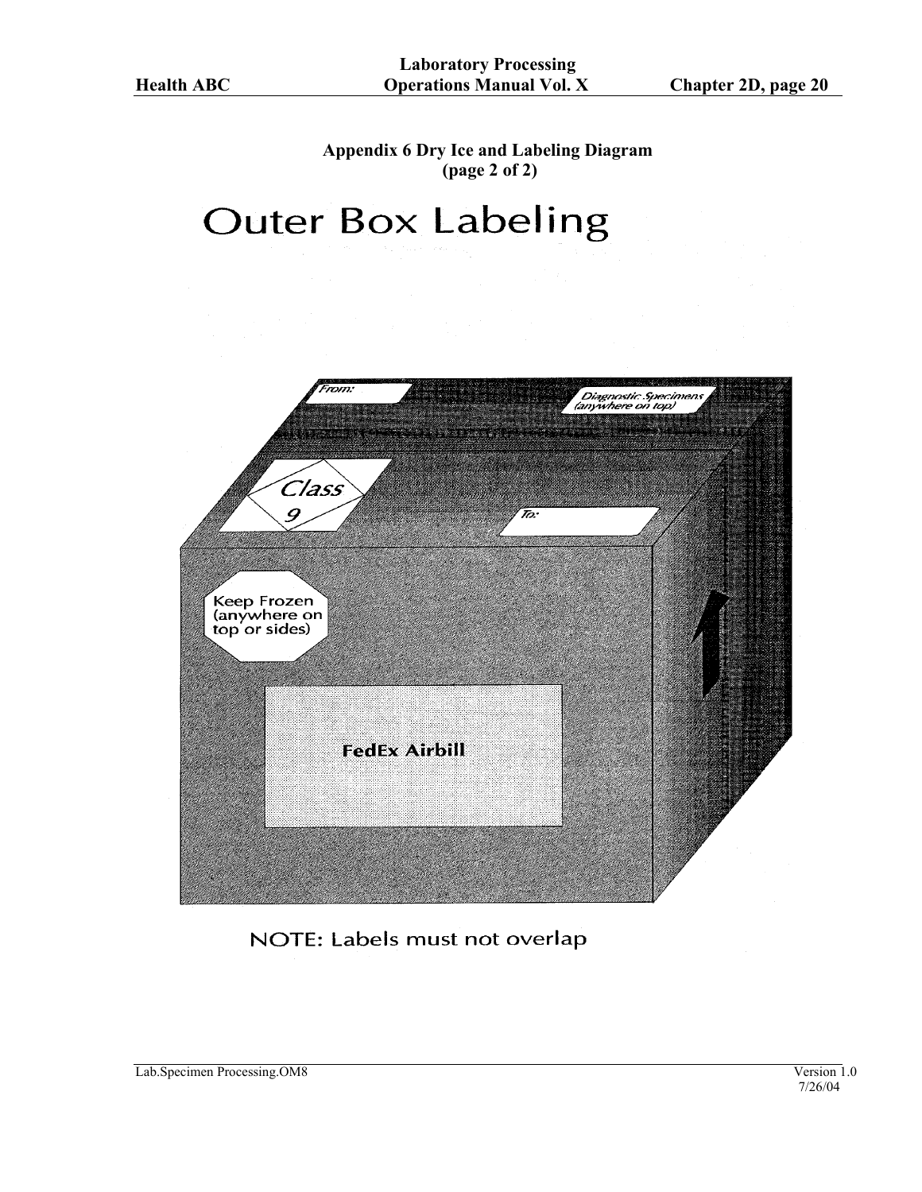## Appendix 6 Dry Ice and Labeling Diagram
**(page 2 of 2)**

# Outer Box Labeling

From:

Diagnostic Specimens
(anywhere on top)

Class
9

To:

Keep Frozen
(anywhere on
top or sides)

FedEx Airbill

NOTE: Labels must not overlap